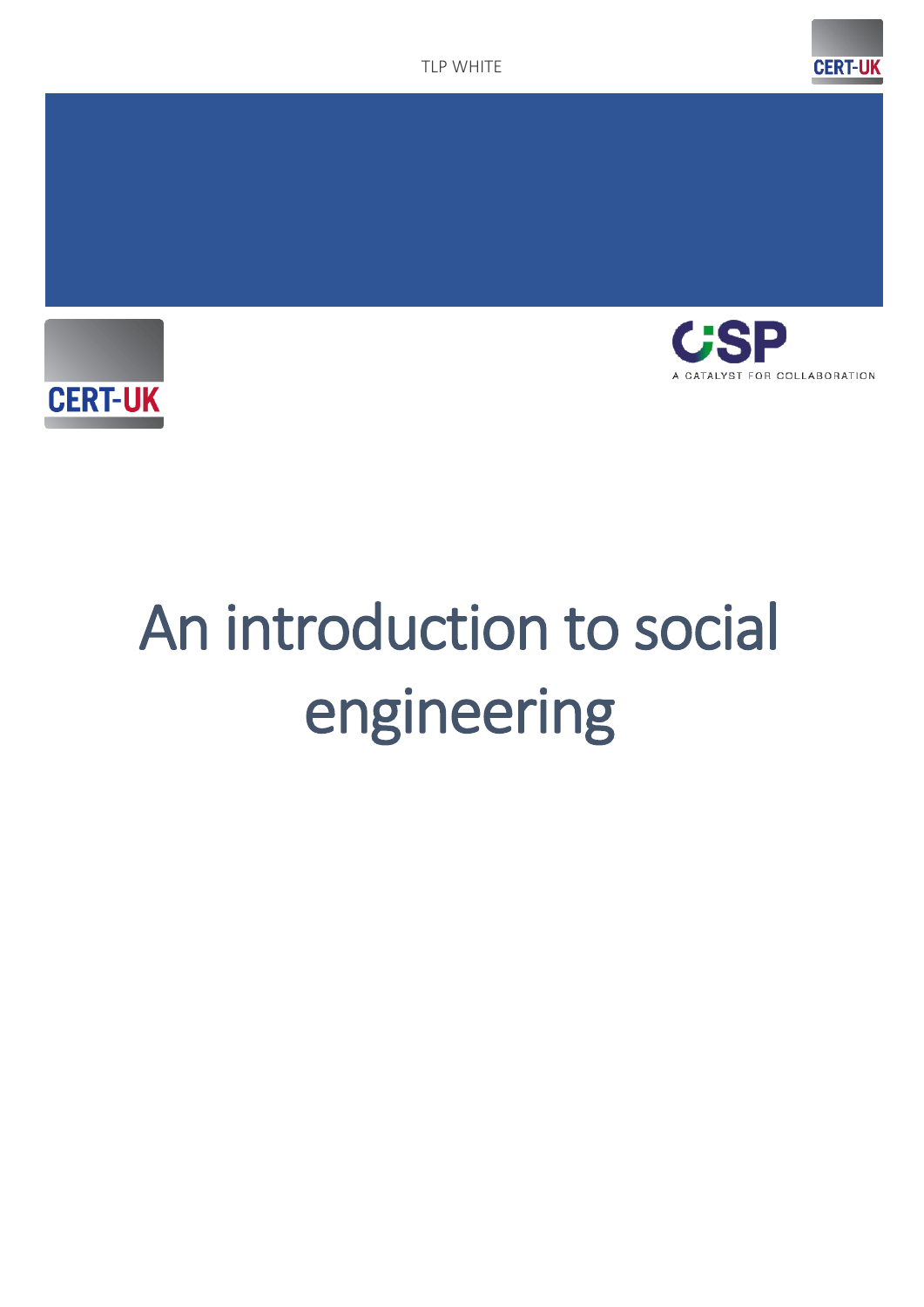TLP WHITE

CERT-UK

CISP

A CATALYST FOR COLLABORATION

# An introduction to social engineering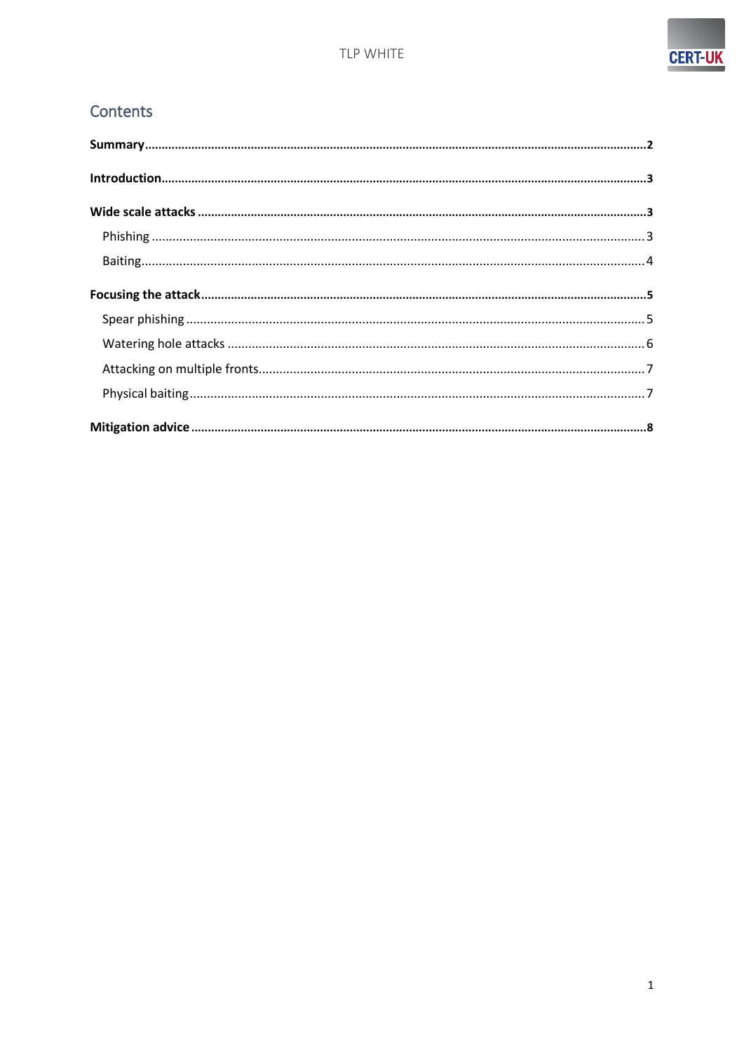## Contents

**Summary** .......... **2**

**Introduction** .......... **3**

**Wide scale attacks** .......... **3**

- Phishing .......... 3
- Baiting .......... 4

**Focusing the attack** .......... **5**

- Spear phishing .......... 5
- Watering hole attacks .......... 6
- Attacking on multiple fronts .......... 7
- Physical baiting .......... 7

**Mitigation advice** .......... **8**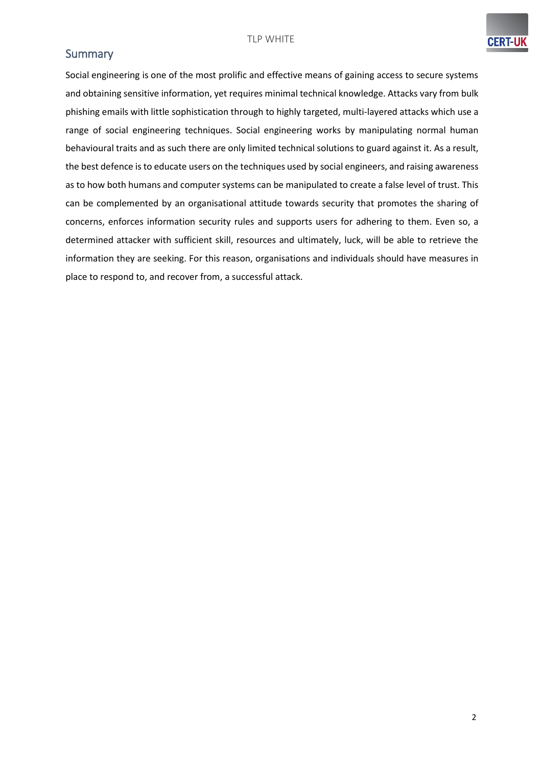## Summary

Social engineering is one of the most prolific and effective means of gaining access to secure systems and obtaining sensitive information, yet requires minimal technical knowledge. Attacks vary from bulk phishing emails with little sophistication through to highly targeted, multi-layered attacks which use a range of social engineering techniques. Social engineering works by manipulating normal human behavioural traits and as such there are only limited technical solutions to guard against it. As a result, the best defence is to educate users on the techniques used by social engineers, and raising awareness as to how both humans and computer systems can be manipulated to create a false level of trust. This can be complemented by an organisational attitude towards security that promotes the sharing of concerns, enforces information security rules and supports users for adhering to them. Even so, a determined attacker with sufficient skill, resources and ultimately, luck, will be able to retrieve the information they are seeking. For this reason, organisations and individuals should have measures in place to respond to, and recover from, a successful attack.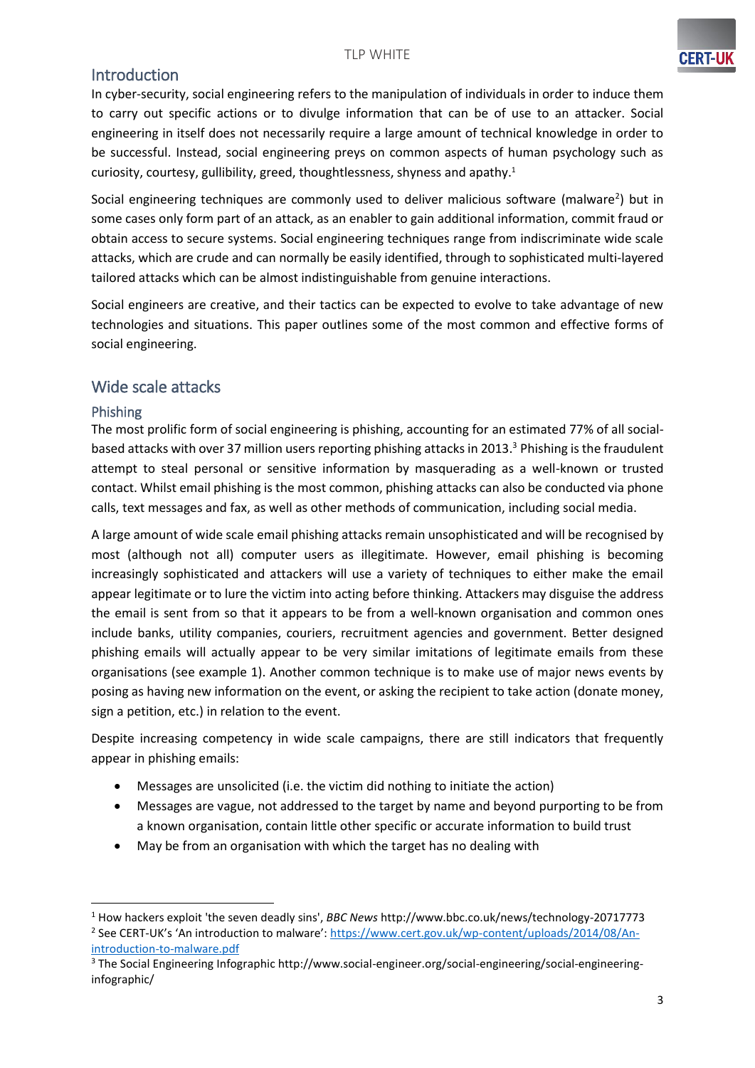## Introduction

In cyber-security, social engineering refers to the manipulation of individuals in order to induce them to carry out specific actions or to divulge information that can be of use to an attacker. Social engineering in itself does not necessarily require a large amount of technical knowledge in order to be successful. Instead, social engineering preys on common aspects of human psychology such as curiosity, courtesy, gullibility, greed, thoughtlessness, shyness and apathy.[1]

Social engineering techniques are commonly used to deliver malicious software (malware[2]) but in some cases only form part of an attack, as an enabler to gain additional information, commit fraud or obtain access to secure systems. Social engineering techniques range from indiscriminate wide scale attacks, which are crude and can normally be easily identified, through to sophisticated multi-layered tailored attacks which can be almost indistinguishable from genuine interactions.

Social engineers are creative, and their tactics can be expected to evolve to take advantage of new technologies and situations. This paper outlines some of the most common and effective forms of social engineering.

## Wide scale attacks

### Phishing

The most prolific form of social engineering is phishing, accounting for an estimated 77% of all social-based attacks with over 37 million users reporting phishing attacks in 2013.[3] Phishing is the fraudulent attempt to steal personal or sensitive information by masquerading as a well-known or trusted contact. Whilst email phishing is the most common, phishing attacks can also be conducted via phone calls, text messages and fax, as well as other methods of communication, including social media.

A large amount of wide scale email phishing attacks remain unsophisticated and will be recognised by most (although not all) computer users as illegitimate. However, email phishing is becoming increasingly sophisticated and attackers will use a variety of techniques to either make the email appear legitimate or to lure the victim into acting before thinking. Attackers may disguise the address the email is sent from so that it appears to be from a well-known organisation and common ones include banks, utility companies, couriers, recruitment agencies and government. Better designed phishing emails will actually appear to be very similar imitations of legitimate emails from these organisations (see example 1). Another common technique is to make use of major news events by posing as having new information on the event, or asking the recipient to take action (donate money, sign a petition, etc.) in relation to the event.

Despite increasing competency in wide scale campaigns, there are still indicators that frequently appear in phishing emails:

- Messages are unsolicited (i.e. the victim did nothing to initiate the action)
- Messages are vague, not addressed to the target by name and beyond purporting to be from a known organisation, contain little other specific or accurate information to build trust
- May be from an organisation with which the target has no dealing with

---

[1] How hackers exploit 'the seven deadly sins', *BBC News* http://www.bbc.co.uk/news/technology-20717773

[2] See CERT-UK's 'An introduction to malware': https://www.cert.gov.uk/wp-content/uploads/2014/08/An-introduction-to-malware.pdf

[3] The Social Engineering Infographic http://www.social-engineer.org/social-engineering/social-engineering-infographic/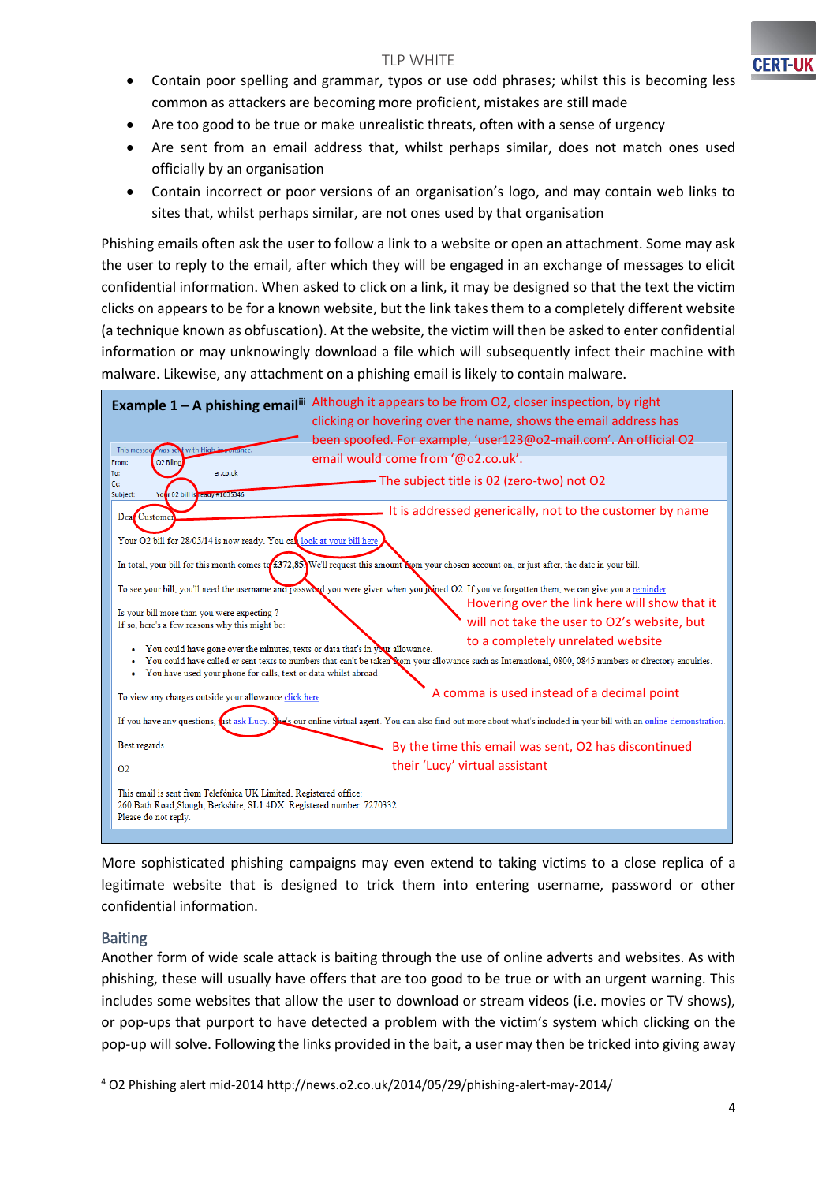- Contain poor spelling and grammar, typos or use odd phrases; whilst this is becoming less common as attackers are becoming more proficient, mistakes are still made
- Are too good to be true or make unrealistic threats, often with a sense of urgency
- Are sent from an email address that, whilst perhaps similar, does not match ones used officially by an organisation
- Contain incorrect or poor versions of an organisation's logo, and may contain web links to sites that, whilst perhaps similar, are not ones used by that organisation

Phishing emails often ask the user to follow a link to a website or open an attachment. Some may ask the user to reply to the email, after which they will be engaged in an exchange of messages to elicit confidential information. When asked to click on a link, it may be designed so that the text the victim clicks on appears to be for a known website, but the link takes them to a completely different website (a technique known as obfuscation). At the website, the victim will then be asked to enter confidential information or may unknowingly download a file which will subsequently infect their machine with malware. Likewise, any attachment on a phishing email is likely to contain malware.

**Example 1 – A phishing email**[iii]

This message was sent with High importance.
From: O2 Billing
To: ...er.co.uk
Cc:
Subject: Your 02 bill is ready #1035346

Although it appears to be from O2, closer inspection, by right clicking or hovering over the name, shows the email address has been spoofed. For example, 'user123@o2-mail.com'. An official O2 email would come from '@o2.co.uk'.

The subject title is 02 (zero-two) not O2

Dear Customer

It is addressed generically, not to the customer by name

Your O2 bill for 28/05/14 is now ready. You can look at your bill here.

In total, your bill for this month comes to £372,85. We'll request this amount from your chosen account on, or just after, the date in your bill.

To see your bill, you'll need the username and password you were given when you joined O2. If you've forgotten them, we can give you a reminder.

Hovering over the link here will show that it will not take the user to O2's website, but to a completely unrelated website

Is your bill more than you were expecting ?
If so, here's a few reasons why this might be:

- You could have gone over the minutes, texts or data that's in your allowance.
- You could have called or sent texts to numbers that can't be taken from your allowance such as International, 0800, 0845 numbers or directory enquiries.
- You have used your phone for calls, text or data whilst abroad.

A comma is used instead of a decimal point

To view any charges outside your allowance click here

If you have any questions, just ask Lucy. She's our online virtual agent. You can also find out more about what's included in your bill with an online demonstration.

By the time this email was sent, O2 has discontinued their 'Lucy' virtual assistant

Best regards

O2

This email is sent from Telefónica UK Limited. Registered office:
260 Bath Road,Slough, Berkshire, SL1 4DX. Registered number: 7270332.
Please do not reply.

More sophisticated phishing campaigns may even extend to taking victims to a close replica of a legitimate website that is designed to trick them into entering username, password or other confidential information.

## Baiting

Another form of wide scale attack is baiting through the use of online adverts and websites. As with phishing, these will usually have offers that are too good to be true or with an urgent warning. This includes some websites that allow the user to download or stream videos (i.e. movies or TV shows), or pop-ups that purport to have detected a problem with the victim's system which clicking on the pop-up will solve. Following the links provided in the bait, a user may then be tricked into giving away

---

[4] O2 Phishing alert mid-2014 http://news.o2.co.uk/2014/05/29/phishing-alert-may-2014/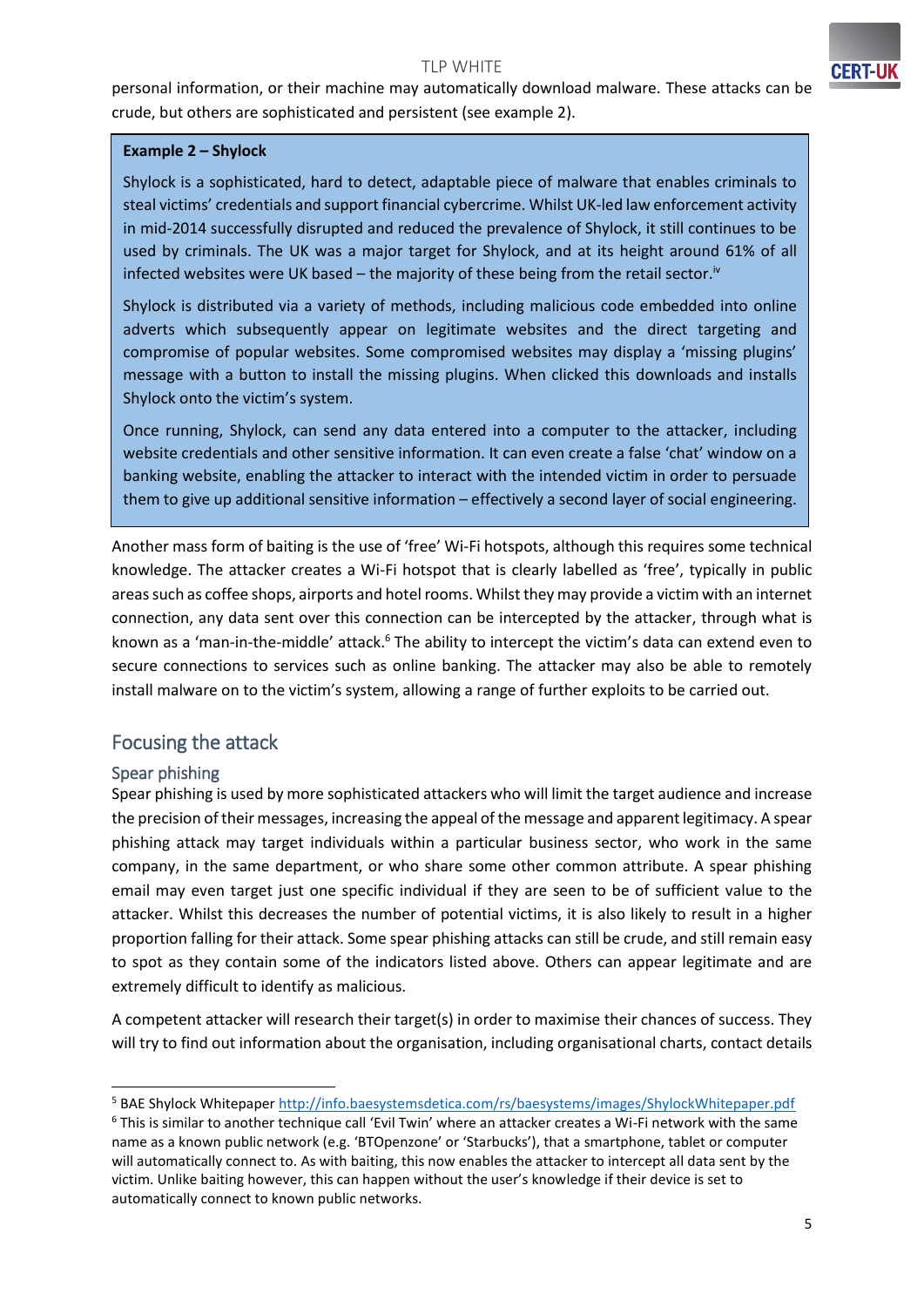personal information, or their machine may automatically download malware. These attacks can be crude, but others are sophisticated and persistent (see example 2).

**Example 2 – Shylock**

Shylock is a sophisticated, hard to detect, adaptable piece of malware that enables criminals to steal victims' credentials and support financial cybercrime. Whilst UK-led law enforcement activity in mid-2014 successfully disrupted and reduced the prevalence of Shylock, it still continues to be used by criminals. The UK was a major target for Shylock, and at its height around 61% of all infected websites were UK based – the majority of these being from the retail sector.[iv]

Shylock is distributed via a variety of methods, including malicious code embedded into online adverts which subsequently appear on legitimate websites and the direct targeting and compromise of popular websites. Some compromised websites may display a 'missing plugins' message with a button to install the missing plugins. When clicked this downloads and installs Shylock onto the victim's system.

Once running, Shylock, can send any data entered into a computer to the attacker, including website credentials and other sensitive information. It can even create a false 'chat' window on a banking website, enabling the attacker to interact with the intended victim in order to persuade them to give up additional sensitive information – effectively a second layer of social engineering.

Another mass form of baiting is the use of 'free' Wi-Fi hotspots, although this requires some technical knowledge. The attacker creates a Wi-Fi hotspot that is clearly labelled as 'free', typically in public areas such as coffee shops, airports and hotel rooms. Whilst they may provide a victim with an internet connection, any data sent over this connection can be intercepted by the attacker, through what is known as a 'man-in-the-middle' attack.[6] The ability to intercept the victim's data can extend even to secure connections to services such as online banking. The attacker may also be able to remotely install malware on to the victim's system, allowing a range of further exploits to be carried out.

## Focusing the attack

### Spear phishing

Spear phishing is used by more sophisticated attackers who will limit the target audience and increase the precision of their messages, increasing the appeal of the message and apparent legitimacy. A spear phishing attack may target individuals within a particular business sector, who work in the same company, in the same department, or who share some other common attribute. A spear phishing email may even target just one specific individual if they are seen to be of sufficient value to the attacker. Whilst this decreases the number of potential victims, it is also likely to result in a higher proportion falling for their attack. Some spear phishing attacks can still be crude, and still remain easy to spot as they contain some of the indicators listed above. Others can appear legitimate and are extremely difficult to identify as malicious.

A competent attacker will research their target(s) in order to maximise their chances of success. They will try to find out information about the organisation, including organisational charts, contact details

---

[5] BAE Shylock Whitepaper http://info.baesystemsdetica.com/rs/baesystems/images/ShylockWhitepaper.pdf

[6] This is similar to another technique call 'Evil Twin' where an attacker creates a Wi-Fi network with the same name as a known public network (e.g. 'BTOpenzone' or 'Starbucks'), that a smartphone, tablet or computer will automatically connect to. As with baiting, this now enables the attacker to intercept all data sent by the victim. Unlike baiting however, this can happen without the user's knowledge if their device is set to automatically connect to known public networks.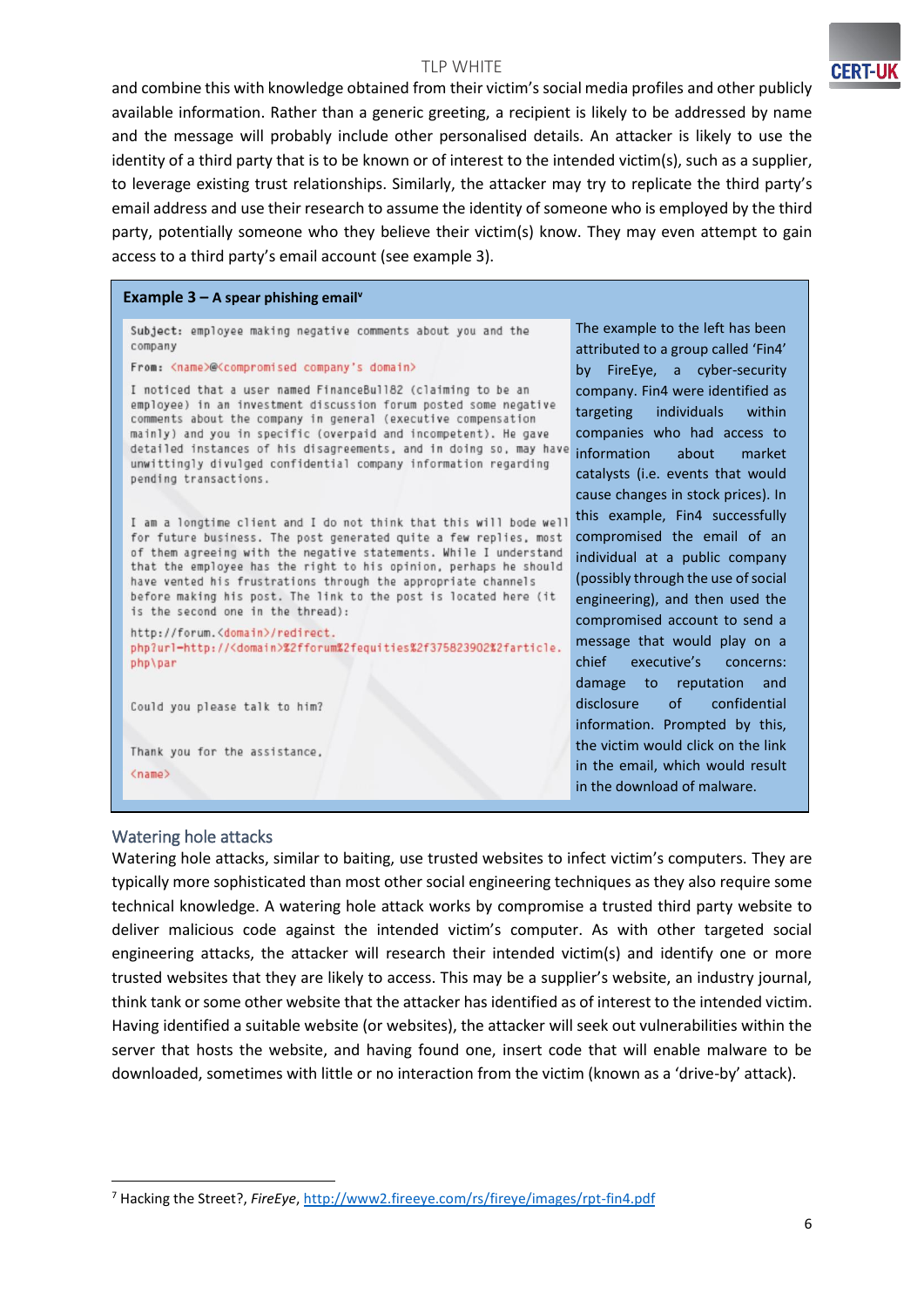and combine this with knowledge obtained from their victim's social media profiles and other publicly available information. Rather than a generic greeting, a recipient is likely to be addressed by name and the message will probably include other personalised details. An attacker is likely to use the identity of a third party that is to be known or of interest to the intended victim(s), such as a supplier, to leverage existing trust relationships. Similarly, the attacker may try to replicate the third party's email address and use their research to assume the identity of someone who is employed by the third party, potentially someone who they believe their victim(s) know. They may even attempt to gain access to a third party's email account (see example 3).

**Example 3 – A spear phishing email**[v]

```
Subject: employee making negative comments about you and the company

From: <name>@<compromised company's domain>

I noticed that a user named FinanceBull82 (claiming to be an employee) in an investment discussion forum posted some negative comments about the company in general (executive compensation mainly) and you in specific (overpaid and incompetent). He gave detailed instances of his disagreements, and in doing so, may have unwittingly divulged confidential company information regarding pending transactions.

I am a longtime client and I do not think that this will bode well for future business. The post generated quite a few replies, most of them agreeing with the negative statements. While I understand that the employee has the right to his opinion, perhaps he should have vented his frustrations through the appropriate channels before making his post. The link to the post is located here (it is the second one in the thread):

http://forum.<domain>/redirect.php?url=http://<domain>%2fforum%2fequities%2f375823902%2farticle.php\par

Could you please talk to him?

Thank you for the assistance,

<name>
```

The example to the left has been attributed to a group called 'Fin4' by FireEye, a cyber-security company. Fin4 were identified as targeting individuals within companies who had access to information about market catalysts (i.e. events that would cause changes in stock prices). In this example, Fin4 successfully compromised the email of an individual at a public company (possibly through the use of social engineering), and then used the compromised account to send a message that would play on a chief executive's concerns: damage to reputation and disclosure of confidential information. Prompted by this, the victim would click on the link in the email, which would result in the download of malware.

## Watering hole attacks

Watering hole attacks, similar to baiting, use trusted websites to infect victim's computers. They are typically more sophisticated than most other social engineering techniques as they also require some technical knowledge. A watering hole attack works by compromise a trusted third party website to deliver malicious code against the intended victim's computer. As with other targeted social engineering attacks, the attacker will research their intended victim(s) and identify one or more trusted websites that they are likely to access. This may be a supplier's website, an industry journal, think tank or some other website that the attacker has identified as of interest to the intended victim. Having identified a suitable website (or websites), the attacker will seek out vulnerabilities within the server that hosts the website, and having found one, insert code that will enable malware to be downloaded, sometimes with little or no interaction from the victim (known as a 'drive-by' attack).

---

[7] Hacking the Street?, *FireEye*, http://www2.fireeye.com/rs/fireye/images/rpt-fin4.pdf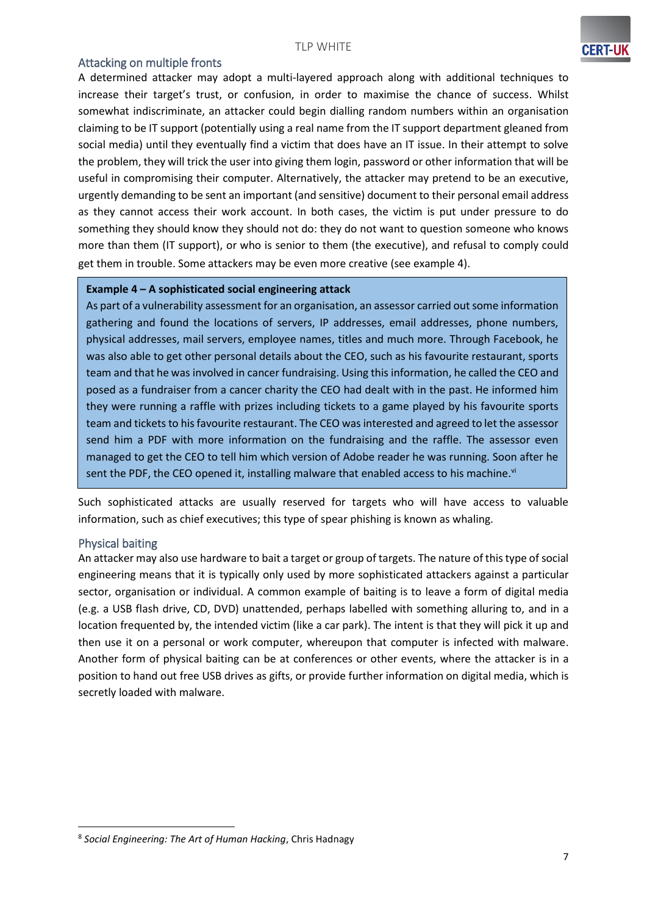## Attacking on multiple fronts

A determined attacker may adopt a multi-layered approach along with additional techniques to increase their target's trust, or confusion, in order to maximise the chance of success. Whilst somewhat indiscriminate, an attacker could begin dialling random numbers within an organisation claiming to be IT support (potentially using a real name from the IT support department gleaned from social media) until they eventually find a victim that does have an IT issue. In their attempt to solve the problem, they will trick the user into giving them login, password or other information that will be useful in compromising their computer. Alternatively, the attacker may pretend to be an executive, urgently demanding to be sent an important (and sensitive) document to their personal email address as they cannot access their work account. In both cases, the victim is put under pressure to do something they should know they should not do: they do not want to question someone who knows more than them (IT support), or who is senior to them (the executive), and refusal to comply could get them in trouble. Some attackers may be even more creative (see example 4).

> **Example 4 – A sophisticated social engineering attack**
>
> As part of a vulnerability assessment for an organisation, an assessor carried out some information gathering and found the locations of servers, IP addresses, email addresses, phone numbers, physical addresses, mail servers, employee names, titles and much more. Through Facebook, he was also able to get other personal details about the CEO, such as his favourite restaurant, sports team and that he was involved in cancer fundraising. Using this information, he called the CEO and posed as a fundraiser from a cancer charity the CEO had dealt with in the past. He informed him they were running a raffle with prizes including tickets to a game played by his favourite sports team and tickets to his favourite restaurant. The CEO was interested and agreed to let the assessor send him a PDF with more information on the fundraising and the raffle. The assessor even managed to get the CEO to tell him which version of Adobe reader he was running. Soon after he sent the PDF, the CEO opened it, installing malware that enabled access to his machine.[vi]

Such sophisticated attacks are usually reserved for targets who will have access to valuable information, such as chief executives; this type of spear phishing is known as whaling.

## Physical baiting

An attacker may also use hardware to bait a target or group of targets. The nature of this type of social engineering means that it is typically only used by more sophisticated attackers against a particular sector, organisation or individual. A common example of baiting is to leave a form of digital media (e.g. a USB flash drive, CD, DVD) unattended, perhaps labelled with something alluring to, and in a location frequented by, the intended victim (like a car park). The intent is that they will pick it up and then use it on a personal or work computer, whereupon that computer is infected with malware. Another form of physical baiting can be at conferences or other events, where the attacker is in a position to hand out free USB drives as gifts, or provide further information on digital media, which is secretly loaded with malware.

---

[8] *Social Engineering: The Art of Human Hacking*, Chris Hadnagy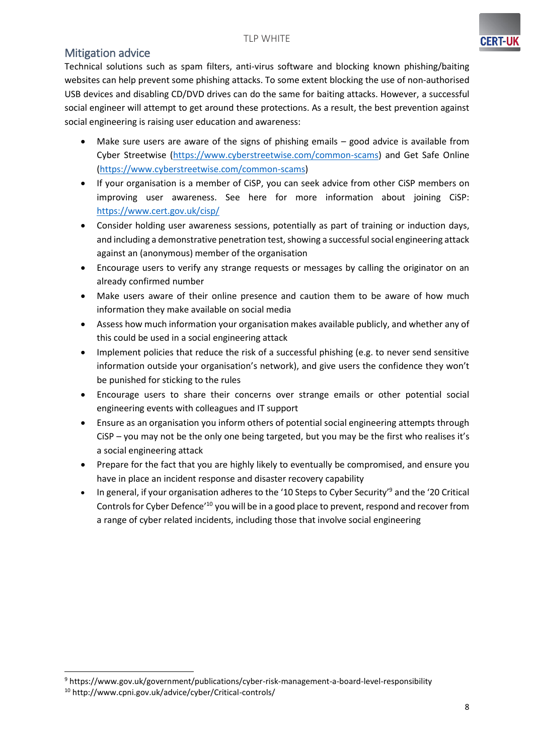## Mitigation advice

Technical solutions such as spam filters, anti-virus software and blocking known phishing/baiting websites can help prevent some phishing attacks. To some extent blocking the use of non-authorised USB devices and disabling CD/DVD drives can do the same for baiting attacks. However, a successful social engineer will attempt to get around these protections. As a result, the best prevention against social engineering is raising user education and awareness:

- Make sure users are aware of the signs of phishing emails – good advice is available from Cyber Streetwise (https://www.cyberstreetwise.com/common-scams) and Get Safe Online (https://www.cyberstreetwise.com/common-scams)
- If your organisation is a member of CiSP, you can seek advice from other CiSP members on improving user awareness. See here for more information about joining CiSP: https://www.cert.gov.uk/cisp/
- Consider holding user awareness sessions, potentially as part of training or induction days, and including a demonstrative penetration test, showing a successful social engineering attack against an (anonymous) member of the organisation
- Encourage users to verify any strange requests or messages by calling the originator on an already confirmed number
- Make users aware of their online presence and caution them to be aware of how much information they make available on social media
- Assess how much information your organisation makes available publicly, and whether any of this could be used in a social engineering attack
- Implement policies that reduce the risk of a successful phishing (e.g. to never send sensitive information outside your organisation's network), and give users the confidence they won't be punished for sticking to the rules
- Encourage users to share their concerns over strange emails or other potential social engineering events with colleagues and IT support
- Ensure as an organisation you inform others of potential social engineering attempts through CiSP – you may not be the only one being targeted, but you may be the first who realises it's a social engineering attack
- Prepare for the fact that you are highly likely to eventually be compromised, and ensure you have in place an incident response and disaster recovery capability
- In general, if your organisation adheres to the '10 Steps to Cyber Security'[9] and the '20 Critical Controls for Cyber Defence'[10] you will be in a good place to prevent, respond and recover from a range of cyber related incidents, including those that involve social engineering

---

[9] https://www.gov.uk/government/publications/cyber-risk-management-a-board-level-responsibility

[10] http://www.cpni.gov.uk/advice/cyber/Critical-controls/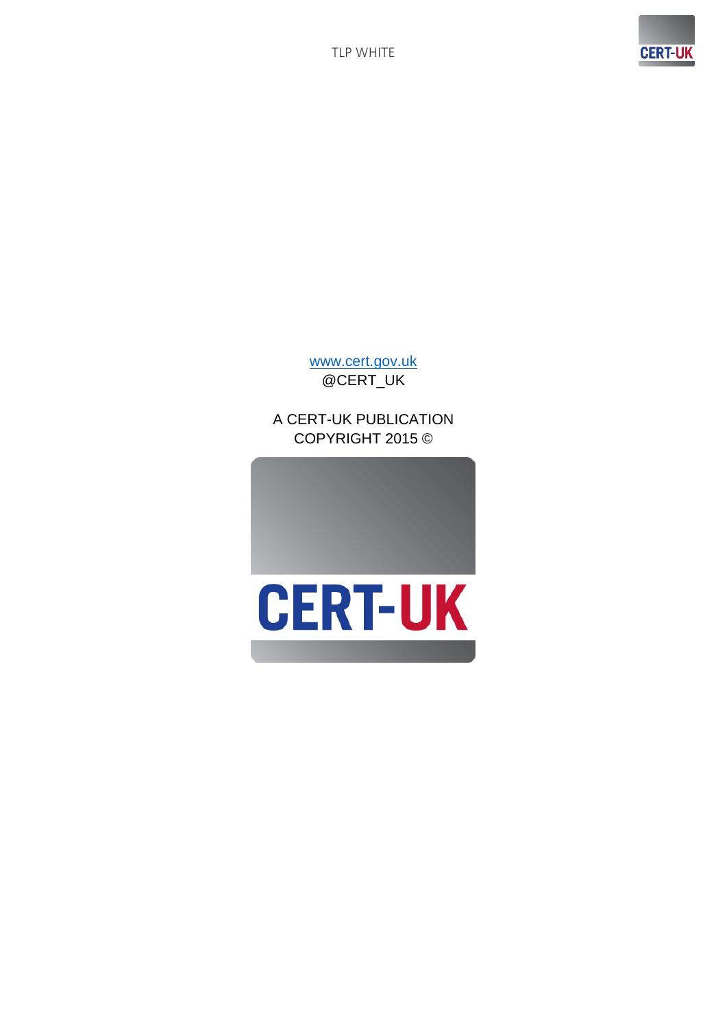www.cert.gov.uk
@CERT_UK

A CERT-UK PUBLICATION
COPYRIGHT 2015 ©